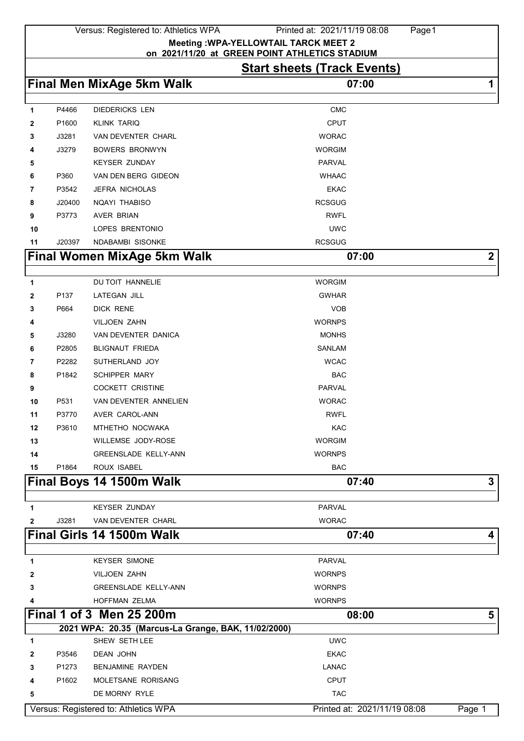**Meeting :WPA-YELLOWTAIL TARCK MEET 2**
**on 2021/11/20 at GREEN POINT ATHLETICS STADIUM**

## Start sheets (Track Events)

### Final Men MixAge 5km Walk — 07:00 — 1

| | | | |
|---|---|---|---|
| 1 | P4466 | DIEDERICKS LEN | CMC |
| 2 | P1600 | KLINK TARIQ | CPUT |
| 3 | J3281 | VAN DEVENTER CHARL | WORAC |
| 4 | J3279 | BOWERS BRONWYN | WORGIM |
| 5 | | KEYSER ZUNDAY | PARVAL |
| 6 | P360 | VAN DEN BERG GIDEON | WHAAC |
| 7 | P3542 | JEFRA NICHOLAS | EKAC |
| 8 | J20400 | NQAYI THABISO | RCSGUG |
| 9 | P3773 | AVER BRIAN | RWFL |
| 10 | | LOPES BRENTONIO | UWC |
| 11 | J20397 | NDABAMBI SISONKE | RCSGUG |

### Final Women MixAge 5km Walk — 07:00 — 2

| | | | |
|---|---|---|---|
| 1 | | DU TOIT HANNELIE | WORGIM |
| 2 | P137 | LATEGAN JILL | GWHAR |
| 3 | P664 | DICK RENE | VOB |
| 4 | | VILJOEN ZAHN | WORNPS |
| 5 | J3280 | VAN DEVENTER DANICA | MONHS |
| 6 | P2805 | BLIGNAUT FRIEDA | SANLAM |
| 7 | P2282 | SUTHERLAND JOY | WCAC |
| 8 | P1842 | SCHIPPER MARY | BAC |
| 9 | | COCKETT CRISTINE | PARVAL |
| 10 | P531 | VAN DEVENTER ANNELIEN | WORAC |
| 11 | P3770 | AVER CAROL-ANN | RWFL |
| 12 | P3610 | MTHETHO NOCWAKA | KAC |
| 13 | | WILLEMSE JODY-ROSE | WORGIM |
| 14 | | GREENSLADE KELLY-ANN | WORNPS |
| 15 | P1864 | ROUX ISABEL | BAC |

### Final Boys 14 1500m Walk — 07:40 — 3

| | | | |
|---|---|---|---|
| 1 | | KEYSER ZUNDAY | PARVAL |
| 2 | J3281 | VAN DEVENTER CHARL | WORAC |

### Final Girls 14 1500m Walk — 07:40 — 4

| | | | |
|---|---|---|---|
| 1 | | KEYSER SIMONE | PARVAL |
| 2 | | VILJOEN ZAHN | WORNPS |
| 3 | | GREENSLADE KELLY-ANN | WORNPS |
| 4 | | HOFFMAN ZELMA | WORNPS |

### Final 1 of 3 Men 25 200m — 08:00 — 5

**2021 WPA: 20.35 (Marcus-La Grange, BAK, 11/02/2000)**

| | | | |
|---|---|---|---|
| 1 | | SHEW SETH LEE | UWC |
| 2 | P3546 | DEAN JOHN | EKAC |
| 3 | P1273 | BENJAMINE RAYDEN | LANAC |
| 4 | P1602 | MOLETSANE RORISANG | CPUT |
| 5 | | DE MORNY RYLE | TAC |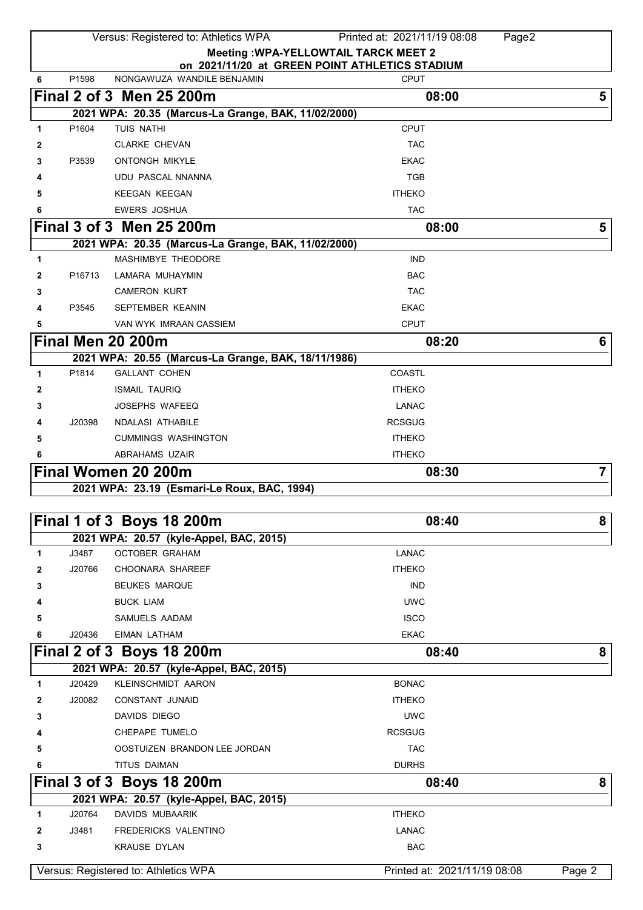**Meeting :WPA-YELLOWTAIL TARCK MEET 2**
**on 2021/11/20 at GREEN POINT ATHLETICS STADIUM**

| | | | |
|---|---|---|---|
| 6 | P1598 | NONGAWUZA WANDILE BENJAMIN | CPUT |

## Final 2 of 3 Men 25 200m — 08:00 — 5

**2021 WPA: 20.35 (Marcus-La Grange, BAK, 11/02/2000)**

| Lane | No. | Name | Club |
|---|---|---|---|
| 1 | P1604 | TUIS NATHI | CPUT |
| 2 | | CLARKE CHEVAN | TAC |
| 3 | P3539 | ONTONGH MIKYLE | EKAC |
| 4 | | UDU PASCAL NNANNA | TGB |
| 5 | | KEEGAN KEEGAN | ITHEKO |
| 6 | | EWERS JOSHUA | TAC |

## Final 3 of 3 Men 25 200m — 08:00 — 5

**2021 WPA: 20.35 (Marcus-La Grange, BAK, 11/02/2000)**

| Lane | No. | Name | Club |
|---|---|---|---|
| 1 | | MASHIMBYE THEODORE | IND |
| 2 | P16713 | LAMARA MUHAYMIN | BAC |
| 3 | | CAMERON KURT | TAC |
| 4 | P3545 | SEPTEMBER KEANIN | EKAC |
| 5 | | VAN WYK IMRAAN CASSIEM | CPUT |

## Final Men 20 200m — 08:20 — 6

**2021 WPA: 20.55 (Marcus-La Grange, BAK, 18/11/1986)**

| Lane | No. | Name | Club |
|---|---|---|---|
| 1 | P1814 | GALLANT COHEN | COASTL |
| 2 | | ISMAIL TAURIQ | ITHEKO |
| 3 | | JOSEPHS WAFEEQ | LANAC |
| 4 | J20398 | NDALASI ATHABILE | RCSGUG |
| 5 | | CUMMINGS WASHINGTON | ITHEKO |
| 6 | | ABRAHAMS UZAIR | ITHEKO |

## Final Women 20 200m — 08:30 — 7

**2021 WPA: 23.19 (Esmari-Le Roux, BAC, 1994)**

## Final 1 of 3 Boys 18 200m — 08:40 — 8

**2021 WPA: 20.57 (kyle-Appel, BAC, 2015)**

| Lane | No. | Name | Club |
|---|---|---|---|
| 1 | J3487 | OCTOBER GRAHAM | LANAC |
| 2 | J20766 | CHOONARA SHAREEF | ITHEKO |
| 3 | | BEUKES MARQUE | IND |
| 4 | | BUCK LIAM | UWC |
| 5 | | SAMUELS AADAM | ISCO |
| 6 | J20436 | EIMAN LATHAM | EKAC |

## Final 2 of 3 Boys 18 200m — 08:40 — 8

**2021 WPA: 20.57 (kyle-Appel, BAC, 2015)**

| Lane | No. | Name | Club |
|---|---|---|---|
| 1 | J20429 | KLEINSCHMIDT AARON | BONAC |
| 2 | J20082 | CONSTANT JUNAID | ITHEKO |
| 3 | | DAVIDS DIEGO | UWC |
| 4 | | CHEPAPE TUMELO | RCSGUG |
| 5 | | OOSTUIZEN BRANDON LEE JORDAN | TAC |
| 6 | | TITUS DAIMAN | DURHS |

## Final 3 of 3 Boys 18 200m — 08:40 — 8

**2021 WPA: 20.57 (kyle-Appel, BAC, 2015)**

| Lane | No. | Name | Club |
|---|---|---|---|
| 1 | J20764 | DAVIDS MUBAARIK | ITHEKO |
| 2 | J3481 | FREDERICKS VALENTINO | LANAC |
| 3 | | KRAUSE DYLAN | BAC |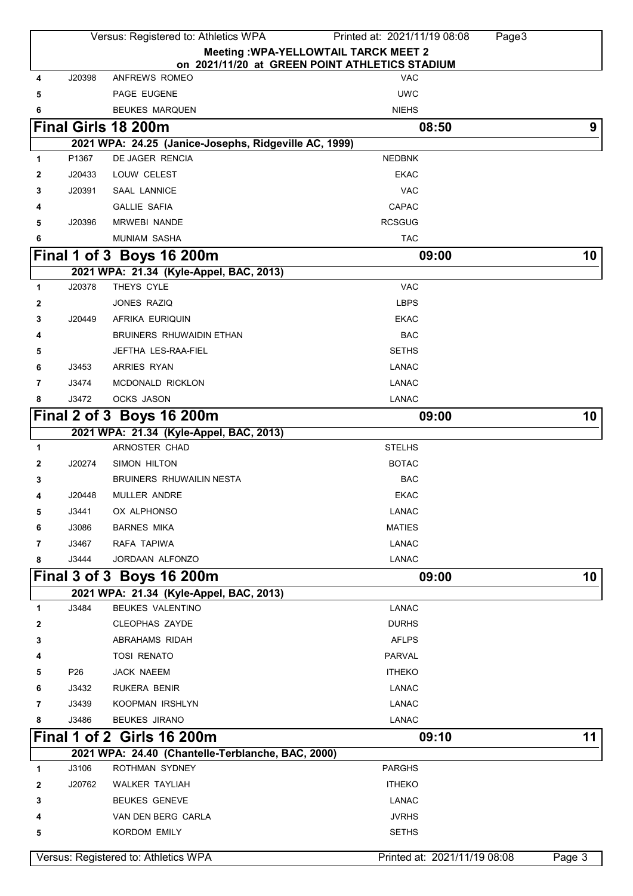**Meeting :WPA-YELLOWTAIL TARCK MEET 2**
**on 2021/11/20 at GREEN POINT ATHLETICS STADIUM**

| | | | |
|---|---|---|---|
| 4 | J20398 | ANFREWS ROMEO | VAC |
| 5 | | PAGE EUGENE | UWC |
| 6 | | BEUKES MARQUEN | NIEHS |

## Final Girls 18 200m — 08:50 — 9

**2021 WPA: 24.25 (Janice-Josephs, Ridgeville AC, 1999)**

| | | | |
|---|---|---|---|
| 1 | P1367 | DE JAGER RENCIA | NEDBNK |
| 2 | J20433 | LOUW CELEST | EKAC |
| 3 | J20391 | SAAL LANNICE | VAC |
| 4 | | GALLIE SAFIA | CAPAC |
| 5 | J20396 | MRWEBI NANDE | RCSGUG |
| 6 | | MUNIAM SASHA | TAC |

## Final 1 of 3 Boys 16 200m — 09:00 — 10

**2021 WPA: 21.34 (Kyle-Appel, BAC, 2013)**

| | | | |
|---|---|---|---|
| 1 | J20378 | THEYS CYLE | VAC |
| 2 | | JONES RAZIQ | LBPS |
| 3 | J20449 | AFRIKA EURIQUIN | EKAC |
| 4 | | BRUINERS RHUWAIDIN ETHAN | BAC |
| 5 | | JEFTHA LES-RAA-FIEL | SETHS |
| 6 | J3453 | ARRIES RYAN | LANAC |
| 7 | J3474 | MCDONALD RICKLON | LANAC |
| 8 | J3472 | OCKS JASON | LANAC |

## Final 2 of 3 Boys 16 200m — 09:00 — 10

**2021 WPA: 21.34 (Kyle-Appel, BAC, 2013)**

| | | | |
|---|---|---|---|
| 1 | | ARNOSTER CHAD | STELHS |
| 2 | J20274 | SIMON HILTON | BOTAC |
| 3 | | BRUINERS RHUWAILIN NESTA | BAC |
| 4 | J20448 | MULLER ANDRE | EKAC |
| 5 | J3441 | OX ALPHONSO | LANAC |
| 6 | J3086 | BARNES MIKA | MATIES |
| 7 | J3467 | RAFA TAPIWA | LANAC |
| 8 | J3444 | JORDAAN ALFONZO | LANAC |

## Final 3 of 3 Boys 16 200m — 09:00 — 10

**2021 WPA: 21.34 (Kyle-Appel, BAC, 2013)**

| | | | |
|---|---|---|---|
| 1 | J3484 | BEUKES VALENTINO | LANAC |
| 2 | | CLEOPHAS ZAYDE | DURHS |
| 3 | | ABRAHAMS RIDAH | AFLPS |
| 4 | | TOSI RENATO | PARVAL |
| 5 | P26 | JACK NAEEM | ITHEKO |
| 6 | J3432 | RUKERA BENIR | LANAC |
| 7 | J3439 | KOOPMAN IRSHLYN | LANAC |
| 8 | J3486 | BEUKES JIRANO | LANAC |

## Final 1 of 2 Girls 16 200m — 09:10 — 11

**2021 WPA: 24.40 (Chantelle-Terblanche, BAC, 2000)**

| | | | |
|---|---|---|---|
| 1 | J3106 | ROTHMAN SYDNEY | PARGHS |
| 2 | J20762 | WALKER TAYLIAH | ITHEKO |
| 3 | | BEUKES GENEVE | LANAC |
| 4 | | VAN DEN BERG CARLA | JVRHS |
| 5 | | KORDOM EMILY | SETHS |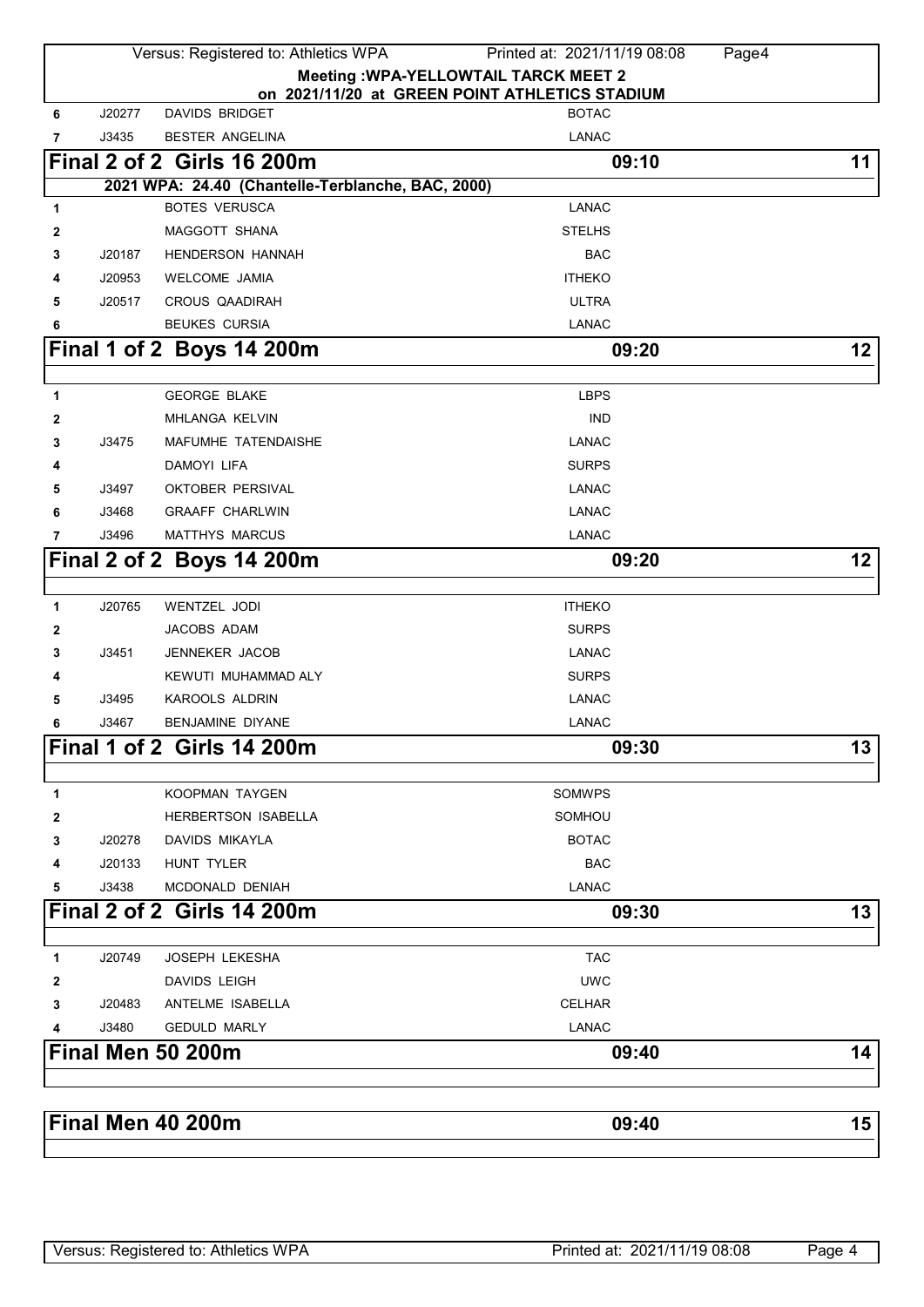**Meeting :WPA-YELLOWTAIL TARCK MEET 2**
**on 2021/11/20 at GREEN POINT ATHLETICS STADIUM**

| | | | |
|---|---|---|---|
| 6 | J20277 | DAVIDS BRIDGET | BOTAC |
| 7 | J3435 | BESTER ANGELINA | LANAC |

## Final 2 of 2 Girls 16 200m — 09:10 — 11

**2021 WPA: 24.40 (Chantelle-Terblanche, BAC, 2000)**

| | | | |
|---|---|---|---|
| 1 | | BOTES VERUSCA | LANAC |
| 2 | | MAGGOTT SHANA | STELHS |
| 3 | J20187 | HENDERSON HANNAH | BAC |
| 4 | J20953 | WELCOME JAMIA | ITHEKO |
| 5 | J20517 | CROUS QAADIRAH | ULTRA |
| 6 | | BEUKES CURSIA | LANAC |

## Final 1 of 2 Boys 14 200m — 09:20 — 12

| | | | |
|---|---|---|---|
| 1 | | GEORGE BLAKE | LBPS |
| 2 | | MHLANGA KELVIN | IND |
| 3 | J3475 | MAFUMHE TATENDAISHE | LANAC |
| 4 | | DAMOYI LIFA | SURPS |
| 5 | J3497 | OKTOBER PERSIVAL | LANAC |
| 6 | J3468 | GRAAFF CHARLWIN | LANAC |
| 7 | J3496 | MATTHYS MARCUS | LANAC |

## Final 2 of 2 Boys 14 200m — 09:20 — 12

| | | | |
|---|---|---|---|
| 1 | J20765 | WENTZEL JODI | ITHEKO |
| 2 | | JACOBS ADAM | SURPS |
| 3 | J3451 | JENNEKER JACOB | LANAC |
| 4 | | KEWUTI MUHAMMAD ALY | SURPS |
| 5 | J3495 | KAROOLS ALDRIN | LANAC |
| 6 | J3467 | BENJAMINE DIYANE | LANAC |

## Final 1 of 2 Girls 14 200m — 09:30 — 13

| | | | |
|---|---|---|---|
| 1 | | KOOPMAN TAYGEN | SOMWPS |
| 2 | | HERBERTSON ISABELLA | SOMHOU |
| 3 | J20278 | DAVIDS MIKAYLA | BOTAC |
| 4 | J20133 | HUNT TYLER | BAC |
| 5 | J3438 | MCDONALD DENIAH | LANAC |

## Final 2 of 2 Girls 14 200m — 09:30 — 13

| | | | |
|---|---|---|---|
| 1 | J20749 | JOSEPH LEKESHA | TAC |
| 2 | | DAVIDS LEIGH | UWC |
| 3 | J20483 | ANTELME ISABELLA | CELHAR |
| 4 | J3480 | GEDULD MARLY | LANAC |

## Final Men 50 200m — 09:40 — 14

## Final Men 40 200m — 09:40 — 15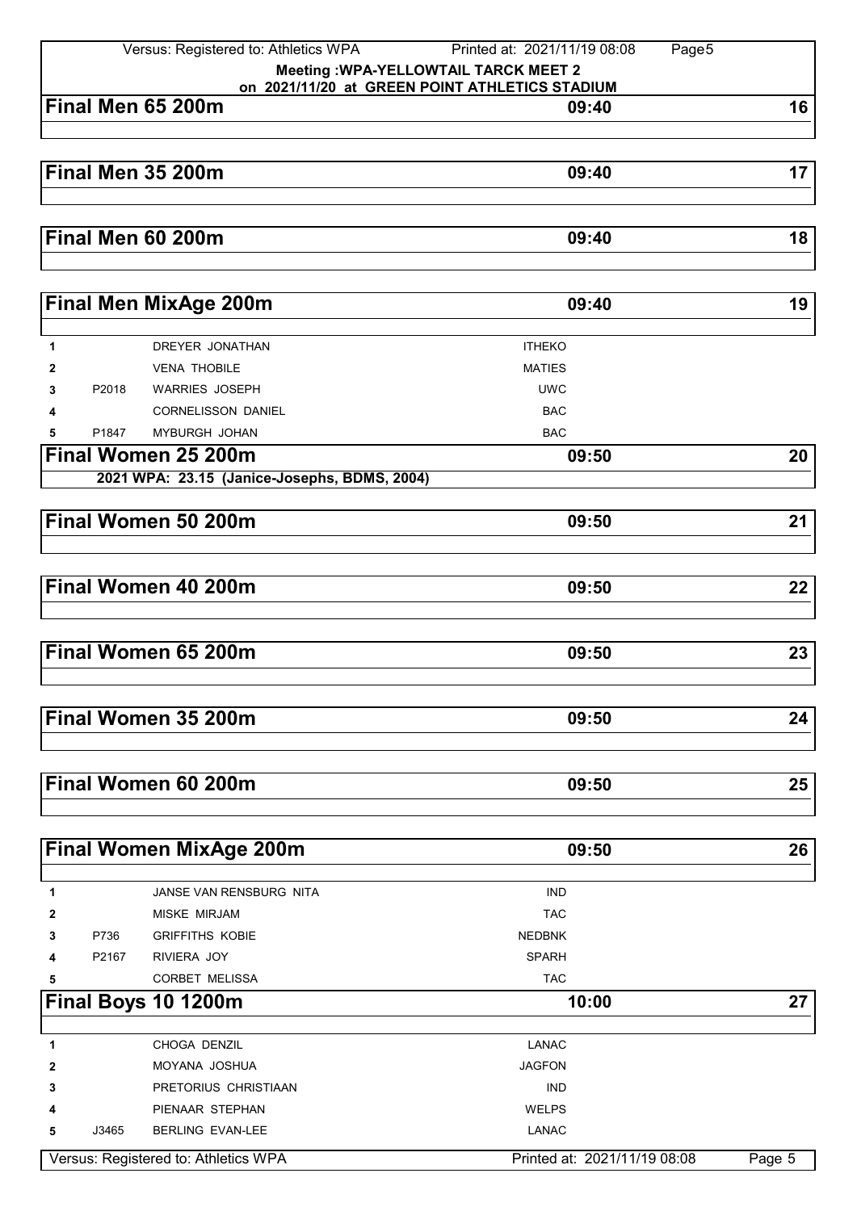Meeting :WPA-YELLOWTAIL TARCK MEET 2
on 2021/11/20 at GREEN POINT ATHLETICS STADIUM

## Final Men 65 200m — 09:40 — 16

## Final Men 35 200m — 09:40 — 17

## Final Men 60 200m — 09:40 — 18

## Final Men MixAge 200m — 09:40 — 19

| | | | |
|---|---|---|---|
| 1 | | DREYER JONATHAN | ITHEKO |
| 2 | | VENA THOBILE | MATIES |
| 3 | P2018 | WARRIES JOSEPH | UWC |
| 4 | | CORNELISSON DANIEL | BAC |
| 5 | P1847 | MYBURGH JOHAN | BAC |

## Final Women 25 200m — 09:50 — 20

**2021 WPA: 23.15 (Janice-Josephs, BDMS, 2004)**

## Final Women 50 200m — 09:50 — 21

## Final Women 40 200m — 09:50 — 22

## Final Women 65 200m — 09:50 — 23

## Final Women 35 200m — 09:50 — 24

## Final Women 60 200m — 09:50 — 25

## Final Women MixAge 200m — 09:50 — 26

| | | | |
|---|---|---|---|
| 1 | | JANSE VAN RENSBURG NITA | IND |
| 2 | | MISKE MIRJAM | TAC |
| 3 | P736 | GRIFFITHS KOBIE | NEDBNK |
| 4 | P2167 | RIVIERA JOY | SPARH |
| 5 | | CORBET MELISSA | TAC |

## Final Boys 10 1200m — 10:00 — 27

| | | | |
|---|---|---|---|
| 1 | | CHOGA DENZIL | LANAC |
| 2 | | MOYANA JOSHUA | JAGFON |
| 3 | | PRETORIUS CHRISTIAAN | IND |
| 4 | | PIENAAR STEPHAN | WELPS |
| 5 | J3465 | BERLING EVAN-LEE | LANAC |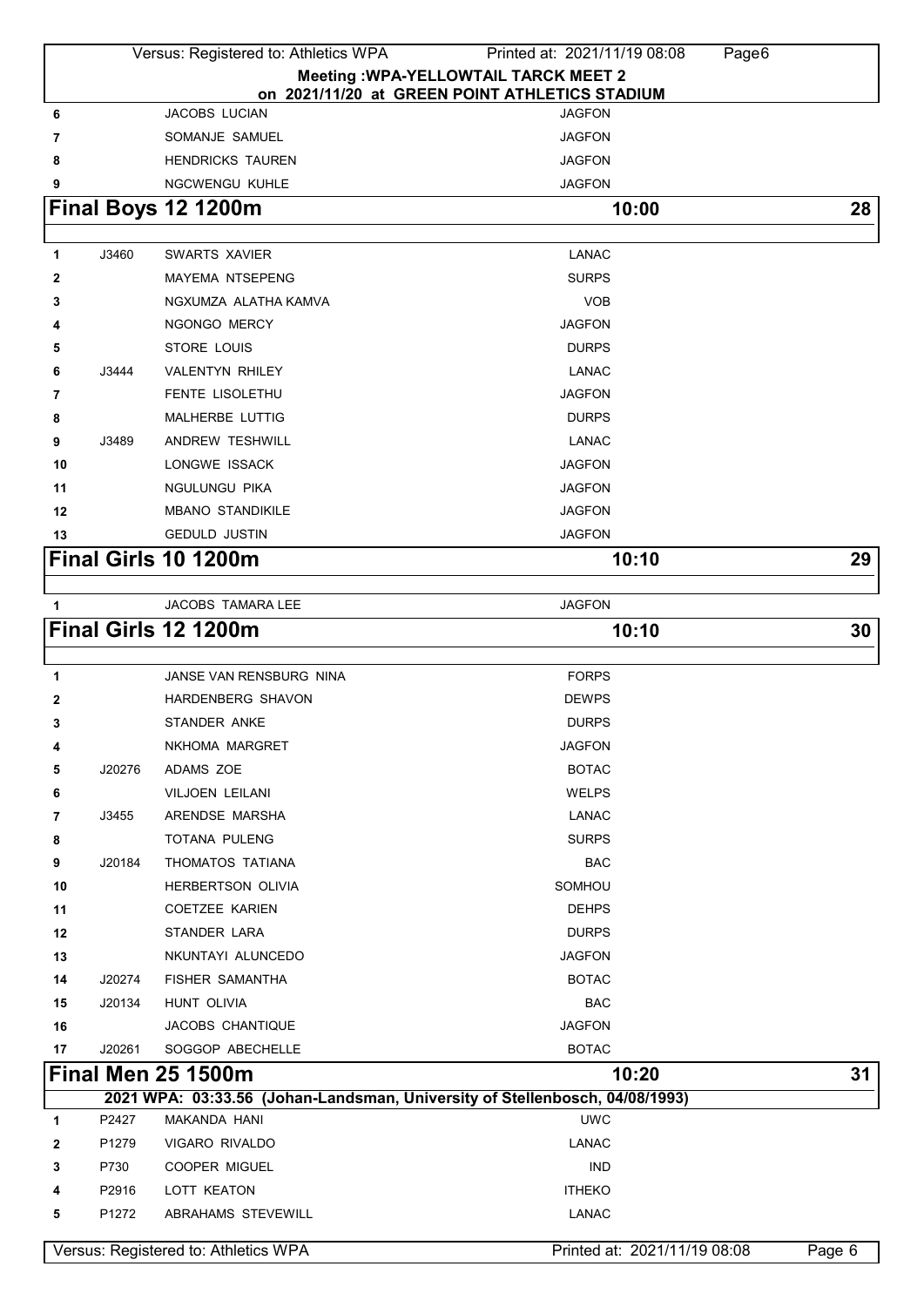**Meeting :WPA-YELLOWTAIL TARCK MEET 2**
**on 2021/11/20 at GREEN POINT ATHLETICS STADIUM**

| | | | |
|---|---|---|---|
| 6 | | JACOBS LUCIAN | JAGFON |
| 7 | | SOMANJE SAMUEL | JAGFON |
| 8 | | HENDRICKS TAUREN | JAGFON |
| 9 | | NGCWENGU KUHLE | JAGFON |

## Final Boys 12 1200m — 10:00 — 28

| | | | |
|---|---|---|---|
| 1 | J3460 | SWARTS XAVIER | LANAC |
| 2 | | MAYEMA NTSEPENG | SURPS |
| 3 | | NGXUMZA ALATHA KAMVA | VOB |
| 4 | | NGONGO MERCY | JAGFON |
| 5 | | STORE LOUIS | DURPS |
| 6 | J3444 | VALENTYN RHILEY | LANAC |
| 7 | | FENTE LISOLETHU | JAGFON |
| 8 | | MALHERBE LUTTIG | DURPS |
| 9 | J3489 | ANDREW TESHWILL | LANAC |
| 10 | | LONGWE ISSACK | JAGFON |
| 11 | | NGULUNGU PIKA | JAGFON |
| 12 | | MBANO STANDIKILE | JAGFON |
| 13 | | GEDULD JUSTIN | JAGFON |

## Final Girls 10 1200m — 10:10 — 29

| | | | |
|---|---|---|---|
| 1 | | JACOBS TAMARA LEE | JAGFON |

## Final Girls 12 1200m — 10:10 — 30

| | | | |
|---|---|---|---|
| 1 | | JANSE VAN RENSBURG NINA | FORPS |
| 2 | | HARDENBERG SHAVON | DEWPS |
| 3 | | STANDER ANKE | DURPS |
| 4 | | NKHOMA MARGRET | JAGFON |
| 5 | J20276 | ADAMS ZOE | BOTAC |
| 6 | | VILJOEN LEILANI | WELPS |
| 7 | J3455 | ARENDSE MARSHA | LANAC |
| 8 | | TOTANA PULENG | SURPS |
| 9 | J20184 | THOMATOS TATIANA | BAC |
| 10 | | HERBERTSON OLIVIA | SOMHOU |
| 11 | | COETZEE KARIEN | DEHPS |
| 12 | | STANDER LARA | DURPS |
| 13 | | NKUNTAYI ALUNCEDO | JAGFON |
| 14 | J20274 | FISHER SAMANTHA | BOTAC |
| 15 | J20134 | HUNT OLIVIA | BAC |
| 16 | | JACOBS CHANTIQUE | JAGFON |
| 17 | J20261 | SOGGOP ABECHELLE | BOTAC |

## Final Men 25 1500m — 10:20 — 31

2021 WPA: 03:33.56 (Johan-Landsman, University of Stellenbosch, 04/08/1993)

| | | | |
|---|---|---|---|
| 1 | P2427 | MAKANDA HANI | UWC |
| 2 | P1279 | VIGARO RIVALDO | LANAC |
| 3 | P730 | COOPER MIGUEL | IND |
| 4 | P2916 | LOTT KEATON | ITHEKO |
| 5 | P1272 | ABRAHAMS STEVEWILL | LANAC |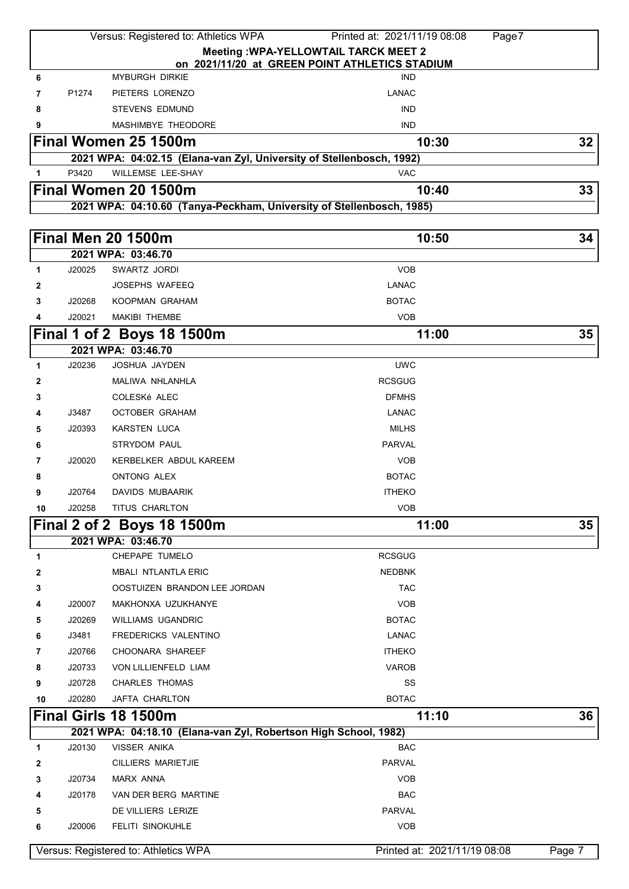**Meeting :WPA-YELLOWTAIL TARCK MEET 2**
**on 2021/11/20 at GREEN POINT ATHLETICS STADIUM**

| | | | |
|---|---|---|---|
| 6 | | MYBURGH DIRKIE | IND |
| 7 | P1274 | PIETERS LORENZO | LANAC |
| 8 | | STEVENS EDMUND | IND |
| 9 | | MASHIMBYE THEODORE | IND |

## Final Women 25 1500m — 10:30 — 32

**2021 WPA: 04:02.15 (Elana-van Zyl, University of Stellenbosch, 1992)**

| | | | |
|---|---|---|---|
| 1 | P3420 | WILLEMSE LEE-SHAY | VAC |

## Final Women 20 1500m — 10:40 — 33

**2021 WPA: 04:10.60 (Tanya-Peckham, University of Stellenbosch, 1985)**

## Final Men 20 1500m — 10:50 — 34

**2021 WPA: 03:46.70**

| | | | |
|---|---|---|---|
| 1 | J20025 | SWARTZ JORDI | VOB |
| 2 | | JOSEPHS WAFEEQ | LANAC |
| 3 | J20268 | KOOPMAN GRAHAM | BOTAC |
| 4 | J20021 | MAKIBI THEMBE | VOB |

## Final 1 of 2 Boys 18 1500m — 11:00 — 35

**2021 WPA: 03:46.70**

| | | | |
|---|---|---|---|
| 1 | J20236 | JOSHUA JAYDEN | UWC |
| 2 | | MALIWA NHLANHLA | RCSGUG |
| 3 | | COLESKé ALEC | DFMHS |
| 4 | J3487 | OCTOBER GRAHAM | LANAC |
| 5 | J20393 | KARSTEN LUCA | MILHS |
| 6 | | STRYDOM PAUL | PARVAL |
| 7 | J20020 | KERBELKER ABDUL KAREEM | VOB |
| 8 | | ONTONG ALEX | BOTAC |
| 9 | J20764 | DAVIDS MUBAARIK | ITHEKO |
| 10 | J20258 | TITUS CHARLTON | VOB |

## Final 2 of 2 Boys 18 1500m — 11:00 — 35

**2021 WPA: 03:46.70**

| | | | |
|---|---|---|---|
| 1 | | CHEPAPE TUMELO | RCSGUG |
| 2 | | MBALI NTLANTLA ERIC | NEDBNK |
| 3 | | OOSTUIZEN BRANDON LEE JORDAN | TAC |
| 4 | J20007 | MAKHONXA UZUKHANYE | VOB |
| 5 | J20269 | WILLIAMS UGANDRIC | BOTAC |
| 6 | J3481 | FREDERICKS VALENTINO | LANAC |
| 7 | J20766 | CHOONARA SHAREEF | ITHEKO |
| 8 | J20733 | VON LILLIENFELD LIAM | VAROB |
| 9 | J20728 | CHARLES THOMAS | SS |
| 10 | J20280 | JAFTA CHARLTON | BOTAC |

## Final Girls 18 1500m — 11:10 — 36

**2021 WPA: 04:18.10 (Elana-van Zyl, Robertson High School, 1982)**

| | | | |
|---|---|---|---|
| 1 | J20130 | VISSER ANIKA | BAC |
| 2 | | CILLIERS MARIETJIE | PARVAL |
| 3 | J20734 | MARX ANNA | VOB |
| 4 | J20178 | VAN DER BERG MARTINE | BAC |
| 5 | | DE VILLIERS LERIZE | PARVAL |
| 6 | J20006 | FELITI SINOKUHLE | VOB |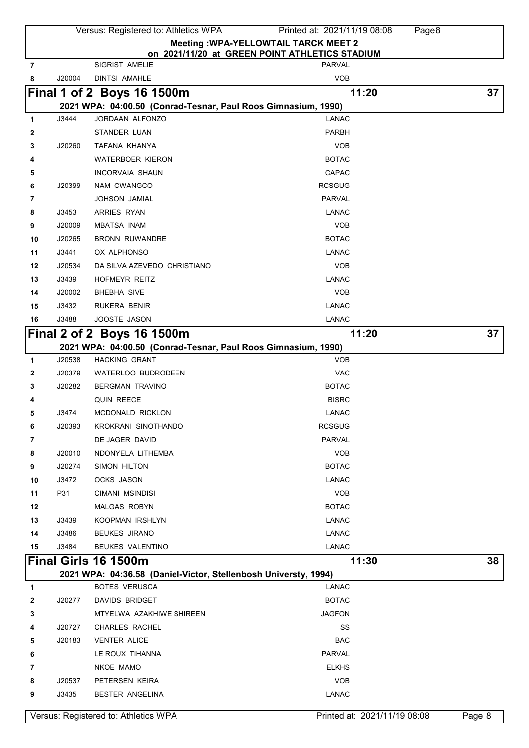**Meeting :WPA-YELLOWTAIL TARCK MEET 2**
**on 2021/11/20 at GREEN POINT ATHLETICS STADIUM**

| | | | |
|---|---|---|---|
| 7 | | SIGRIST AMELIE | PARVAL |
| 8 | J20004 | DINTSI AMAHLE | VOB |

## Final 1 of 2 Boys 16 1500m — 11:20 — 37

**2021 WPA: 04:00.50 (Conrad-Tesnar, Paul Roos Gimnasium, 1990)**

| | | | |
|---|---|---|---|
| 1 | J3444 | JORDAAN ALFONZO | LANAC |
| 2 | | STANDER LUAN | PARBH |
| 3 | J20260 | TAFANA KHANYA | VOB |
| 4 | | WATERBOER KIERON | BOTAC |
| 5 | | INCORVAIA SHAUN | CAPAC |
| 6 | J20399 | NAM CWANGCO | RCSGUG |
| 7 | | JOHSON JAMIAL | PARVAL |
| 8 | J3453 | ARRIES RYAN | LANAC |
| 9 | J20009 | MBATSA INAM | VOB |
| 10 | J20265 | BRONN RUWANDRE | BOTAC |
| 11 | J3441 | OX ALPHONSO | LANAC |
| 12 | J20534 | DA SILVA AZEVEDO CHRISTIANO | VOB |
| 13 | J3439 | HOFMEYR REITZ | LANAC |
| 14 | J20002 | BHEBHA SIVE | VOB |
| 15 | J3432 | RUKERA BENIR | LANAC |
| 16 | J3488 | JOOSTE JASON | LANAC |

## Final 2 of 2 Boys 16 1500m — 11:20 — 37

**2021 WPA: 04:00.50 (Conrad-Tesnar, Paul Roos Gimnasium, 1990)**

| | | | |
|---|---|---|---|
| 1 | J20538 | HACKING GRANT | VOB |
| 2 | J20379 | WATERLOO BUDRODEEN | VAC |
| 3 | J20282 | BERGMAN TRAVINO | BOTAC |
| 4 | | QUIN REECE | BISRC |
| 5 | J3474 | MCDONALD RICKLON | LANAC |
| 6 | J20393 | KROKRANI SINOTHANDO | RCSGUG |
| 7 | | DE JAGER DAVID | PARVAL |
| 8 | J20010 | NDONYELA LITHEMBA | VOB |
| 9 | J20274 | SIMON HILTON | BOTAC |
| 10 | J3472 | OCKS JASON | LANAC |
| 11 | P31 | CIMANI MSINDISI | VOB |
| 12 | | MALGAS ROBYN | BOTAC |
| 13 | J3439 | KOOPMAN IRSHLYN | LANAC |
| 14 | J3486 | BEUKES JIRANO | LANAC |
| 15 | J3484 | BEUKES VALENTINO | LANAC |

## Final Girls 16 1500m — 11:30 — 38

**2021 WPA: 04:36.58 (Daniel-Victor, Stellenbosh Universty, 1994)**

| | | | |
|---|---|---|---|
| 1 | | BOTES VERUSCA | LANAC |
| 2 | J20277 | DAVIDS BRIDGET | BOTAC |
| 3 | | MTYELWA AZAKHIWE SHIREEN | JAGFON |
| 4 | J20727 | CHARLES RACHEL | SS |
| 5 | J20183 | VENTER ALICE | BAC |
| 6 | | LE ROUX TIHANNA | PARVAL |
| 7 | | NKOE MAMO | ELKHS |
| 8 | J20537 | PETERSEN KEIRA | VOB |
| 9 | J3435 | BESTER ANGELINA | LANAC |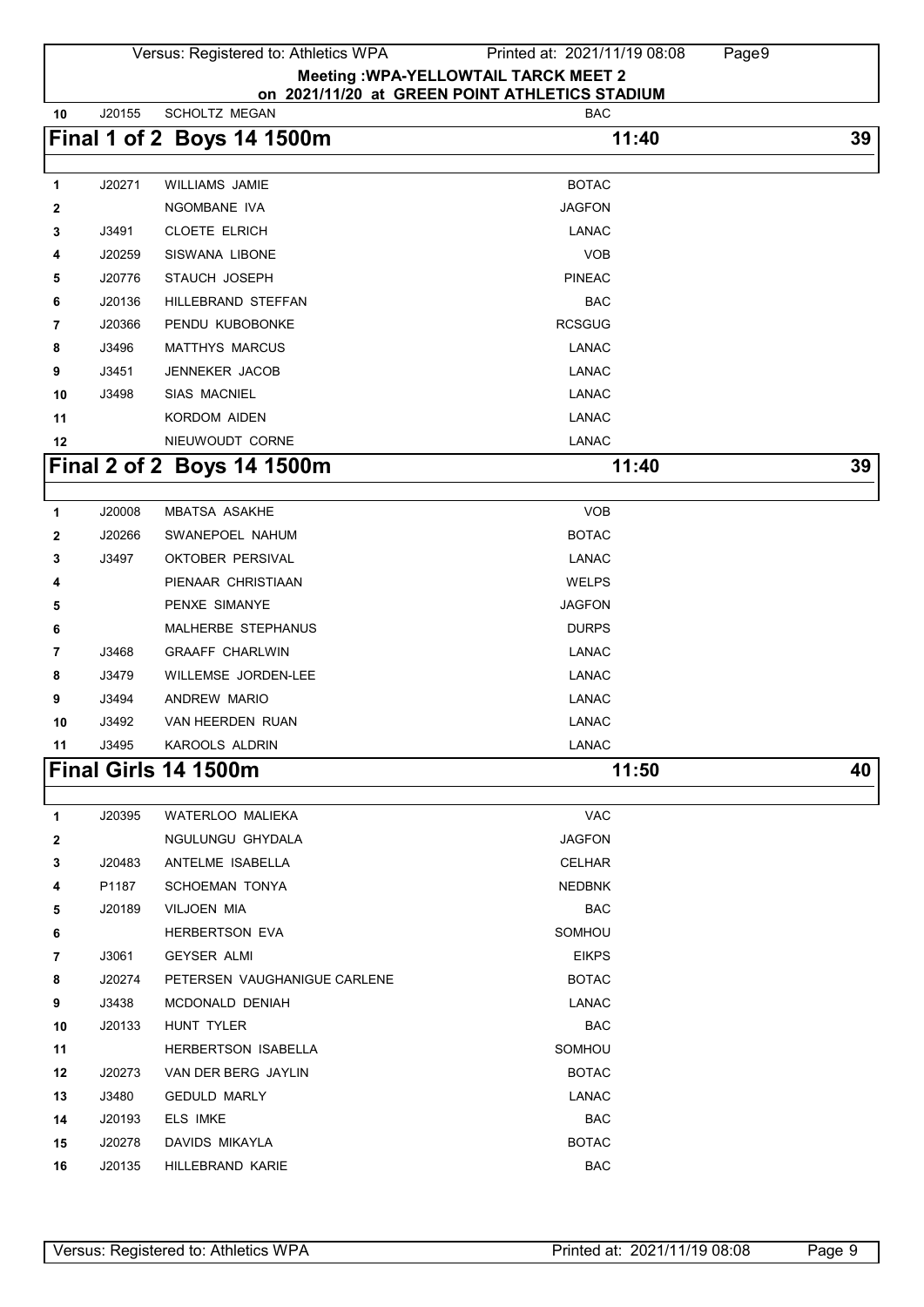**Meeting :WPA-YELLOWTAIL TARCK MEET 2**
**on 2021/11/20 at GREEN POINT ATHLETICS STADIUM**

| 10 | J20155 | SCHOLTZ MEGAN | BAC |
|---|---|---|---|

## Final 1 of 2 Boys 14 1500m — 11:40 — 39

| # | Lic | Name | Club |
|---|---|---|---|
| 1 | J20271 | WILLIAMS JAMIE | BOTAC |
| 2 | | NGOMBANE IVA | JAGFON |
| 3 | J3491 | CLOETE ELRICH | LANAC |
| 4 | J20259 | SISWANA LIBONE | VOB |
| 5 | J20776 | STAUCH JOSEPH | PINEAC |
| 6 | J20136 | HILLEBRAND STEFFAN | BAC |
| 7 | J20366 | PENDU KUBOBONKE | RCSGUG |
| 8 | J3496 | MATTHYS MARCUS | LANAC |
| 9 | J3451 | JENNEKER JACOB | LANAC |
| 10 | J3498 | SIAS MACNIEL | LANAC |
| 11 | | KORDOM AIDEN | LANAC |
| 12 | | NIEUWOUDT CORNE | LANAC |

## Final 2 of 2 Boys 14 1500m — 11:40 — 39

| # | Lic | Name | Club |
|---|---|---|---|
| 1 | J20008 | MBATSA ASAKHE | VOB |
| 2 | J20266 | SWANEPOEL NAHUM | BOTAC |
| 3 | J3497 | OKTOBER PERSIVAL | LANAC |
| 4 | | PIENAAR CHRISTIAAN | WELPS |
| 5 | | PENXE SIMANYE | JAGFON |
| 6 | | MALHERBE STEPHANUS | DURPS |
| 7 | J3468 | GRAAFF CHARLWIN | LANAC |
| 8 | J3479 | WILLEMSE JORDEN-LEE | LANAC |
| 9 | J3494 | ANDREW MARIO | LANAC |
| 10 | J3492 | VAN HEERDEN RUAN | LANAC |
| 11 | J3495 | KAROOLS ALDRIN | LANAC |

## Final Girls 14 1500m — 11:50 — 40

| # | Lic | Name | Club |
|---|---|---|---|
| 1 | J20395 | WATERLOO MALIEKA | VAC |
| 2 | | NGULUNGU GHYDALA | JAGFON |
| 3 | J20483 | ANTELME ISABELLA | CELHAR |
| 4 | P1187 | SCHOEMAN TONYA | NEDBNK |
| 5 | J20189 | VILJOEN MIA | BAC |
| 6 | | HERBERTSON EVA | SOMHOU |
| 7 | J3061 | GEYSER ALMI | EIKPS |
| 8 | J20274 | PETERSEN VAUGHANIGUE CARLENE | BOTAC |
| 9 | J3438 | MCDONALD DENIAH | LANAC |
| 10 | J20133 | HUNT TYLER | BAC |
| 11 | | HERBERTSON ISABELLA | SOMHOU |
| 12 | J20273 | VAN DER BERG JAYLIN | BOTAC |
| 13 | J3480 | GEDULD MARLY | LANAC |
| 14 | J20193 | ELS IMKE | BAC |
| 15 | J20278 | DAVIDS MIKAYLA | BOTAC |
| 16 | J20135 | HILLEBRAND KARIE | BAC |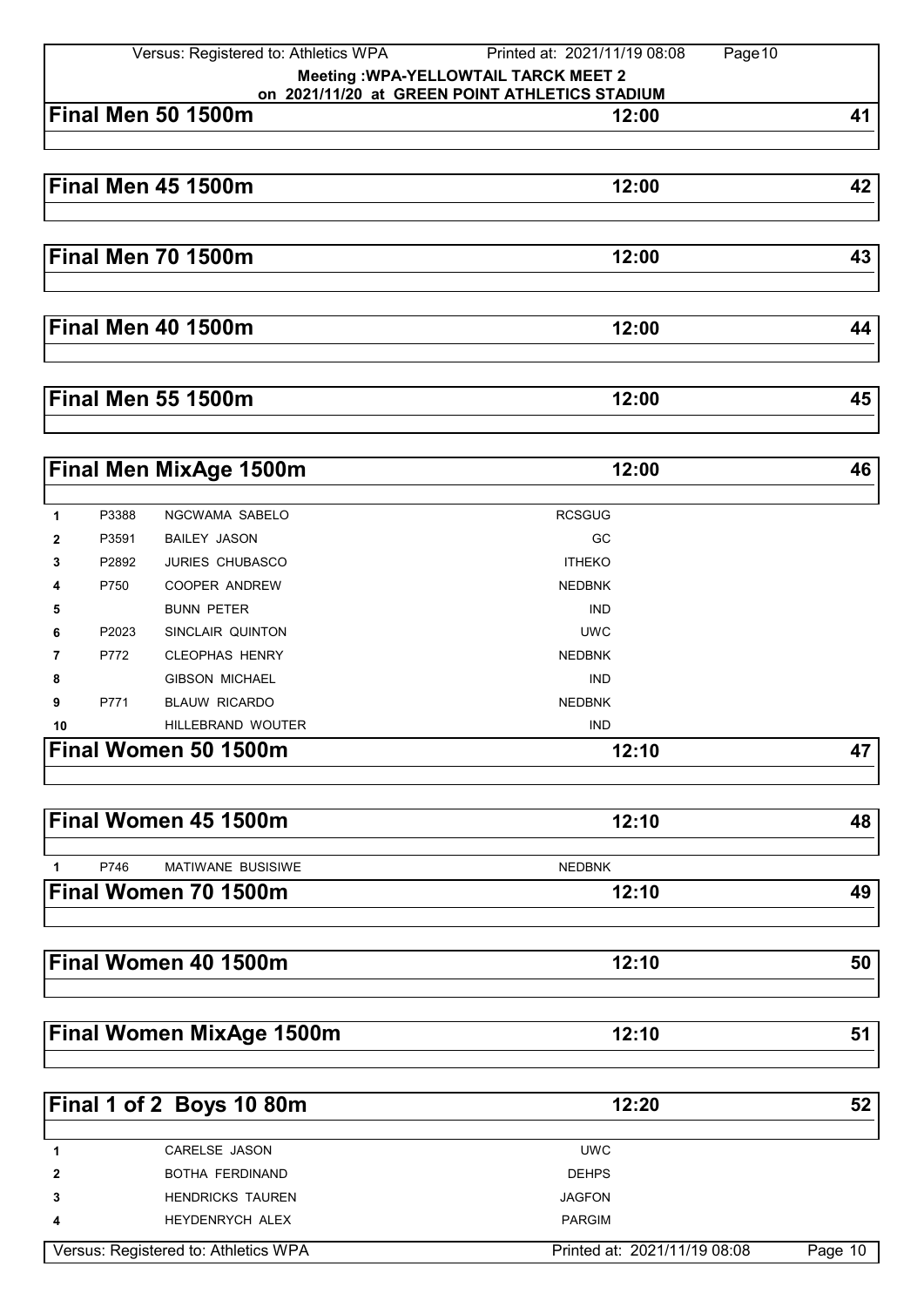**Meeting :WPA-YELLOWTAIL TARCK MEET 2**
**on 2021/11/20 at GREEN POINT ATHLETICS STADIUM**

## Final Men 50 1500m — 12:00 — 41

## Final Men 45 1500m — 12:00 — 42

## Final Men 70 1500m — 12:00 — 43

## Final Men 40 1500m — 12:00 — 44

## Final Men 55 1500m — 12:00 — 45

## Final Men MixAge 1500m — 12:00 — 46

| | | | |
|---|---|---|---|
| 1 | P3388 | NGCWAMA SABELO | RCSGUG |
| 2 | P3591 | BAILEY JASON | GC |
| 3 | P2892 | JURIES CHUBASCO | ITHEKO |
| 4 | P750 | COOPER ANDREW | NEDBNK |
| 5 | | BUNN PETER | IND |
| 6 | P2023 | SINCLAIR QUINTON | UWC |
| 7 | P772 | CLEOPHAS HENRY | NEDBNK |
| 8 | | GIBSON MICHAEL | IND |
| 9 | P771 | BLAUW RICARDO | NEDBNK |
| 10 | | HILLEBRAND WOUTER | IND |

## Final Women 50 1500m — 12:10 — 47

## Final Women 45 1500m — 12:10 — 48

| | | | |
|---|---|---|---|
| 1 | P746 | MATIWANE BUSISIWE | NEDBNK |

## Final Women 70 1500m — 12:10 — 49

## Final Women 40 1500m — 12:10 — 50

## Final Women MixAge 1500m — 12:10 — 51

## Final 1 of 2 Boys 10 80m — 12:20 — 52

| | | | |
|---|---|---|---|
| 1 | | CARELSE JASON | UWC |
| 2 | | BOTHA FERDINAND | DEHPS |
| 3 | | HENDRICKS TAUREN | JAGFON |
| 4 | | HEYDENRYCH ALEX | PARGIM |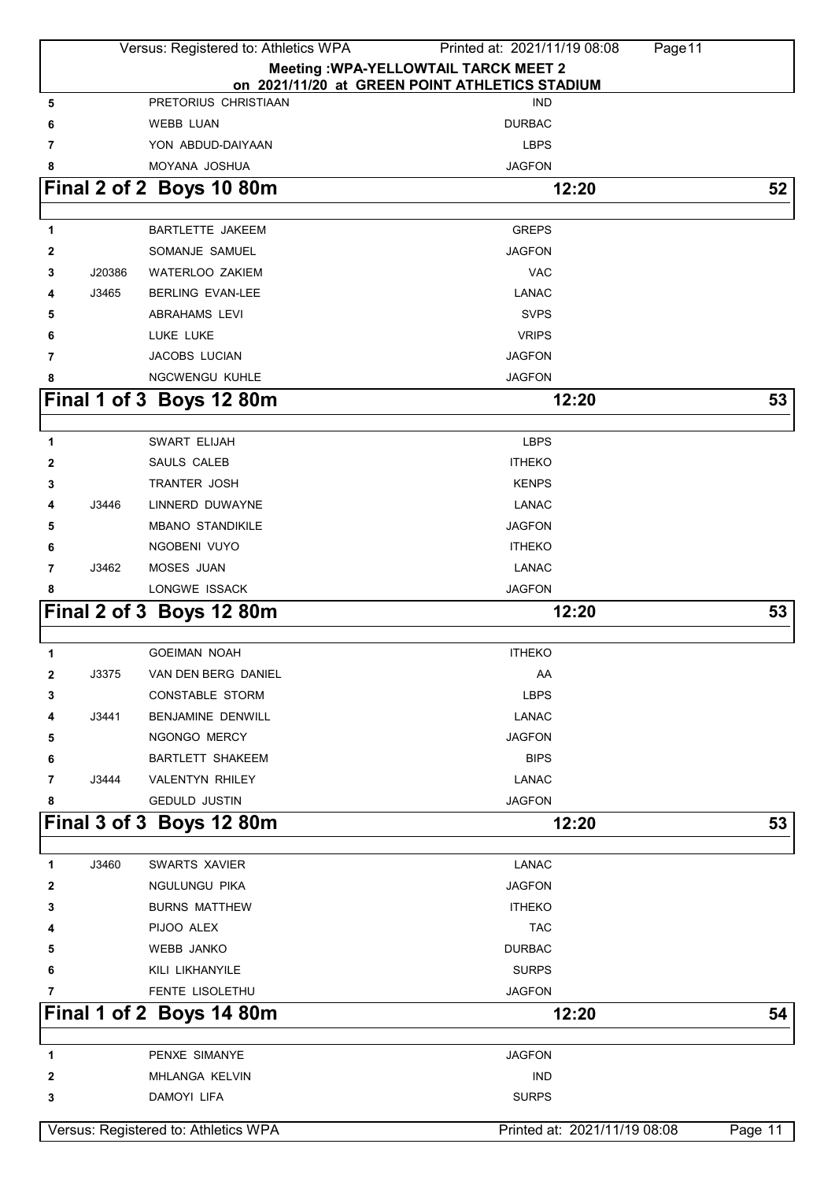**Meeting :WPA-YELLOWTAIL TARCK MEET 2**
**on 2021/11/20 at GREEN POINT ATHLETICS STADIUM**

| | | | |
|---|---|---|---|
| 5 | | PRETORIUS CHRISTIAAN | IND |
| 6 | | WEBB LUAN | DURBAC |
| 7 | | YON ABDUD-DAIYAAN | LBPS |
| 8 | | MOYANA JOSHUA | JAGFON |

## Final 2 of 2 Boys 10 80m — 12:20 — 52

| | | | |
|---|---|---|---|
| 1 | | BARTLETTE JAKEEM | GREPS |
| 2 | | SOMANJE SAMUEL | JAGFON |
| 3 | J20386 | WATERLOO ZAKIEM | VAC |
| 4 | J3465 | BERLING EVAN-LEE | LANAC |
| 5 | | ABRAHAMS LEVI | SVPS |
| 6 | | LUKE LUKE | VRIPS |
| 7 | | JACOBS LUCIAN | JAGFON |
| 8 | | NGCWENGU KUHLE | JAGFON |

## Final 1 of 3 Boys 12 80m — 12:20 — 53

| | | | |
|---|---|---|---|
| 1 | | SWART ELIJAH | LBPS |
| 2 | | SAULS CALEB | ITHEKO |
| 3 | | TRANTER JOSH | KENPS |
| 4 | J3446 | LINNERD DUWAYNE | LANAC |
| 5 | | MBANO STANDIKILE | JAGFON |
| 6 | | NGOBENI VUYO | ITHEKO |
| 7 | J3462 | MOSES JUAN | LANAC |
| 8 | | LONGWE ISSACK | JAGFON |

## Final 2 of 3 Boys 12 80m — 12:20 — 53

| | | | |
|---|---|---|---|
| 1 | | GOEIMAN NOAH | ITHEKO |
| 2 | J3375 | VAN DEN BERG DANIEL | AA |
| 3 | | CONSTABLE STORM | LBPS |
| 4 | J3441 | BENJAMINE DENWILL | LANAC |
| 5 | | NGONGO MERCY | JAGFON |
| 6 | | BARTLETT SHAKEEM | BIPS |
| 7 | J3444 | VALENTYN RHILEY | LANAC |
| 8 | | GEDULD JUSTIN | JAGFON |

## Final 3 of 3 Boys 12 80m — 12:20 — 53

| | | | |
|---|---|---|---|
| 1 | J3460 | SWARTS XAVIER | LANAC |
| 2 | | NGULUNGU PIKA | JAGFON |
| 3 | | BURNS MATTHEW | ITHEKO |
| 4 | | PIJOO ALEX | TAC |
| 5 | | WEBB JANKO | DURBAC |
| 6 | | KILI LIKHANYILE | SURPS |
| 7 | | FENTE LISOLETHU | JAGFON |

## Final 1 of 2 Boys 14 80m — 12:20 — 54

| | | | |
|---|---|---|---|
| 1 | | PENXE SIMANYE | JAGFON |
| 2 | | MHLANGA KELVIN | IND |
| 3 | | DAMOYI LIFA | SURPS |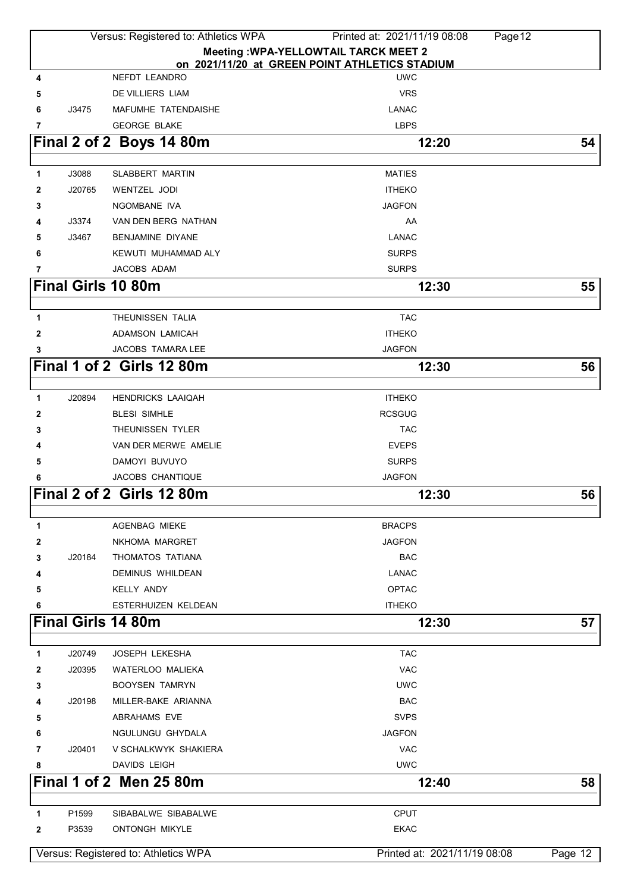| | | | |
|---|---|---|---|
| 4 | | NEFDT LEANDRO | UWC |
| 5 | | DE VILLIERS LIAM | VRS |
| 6 | J3475 | MAFUMHE TATENDAISHE | LANAC |
| 7 | | GEORGE BLAKE | LBPS |

## Final 2 of 2 Boys 14 80m — 12:20 — 54

| | | | |
|---|---|---|---|
| 1 | J3088 | SLABBERT MARTIN | MATIES |
| 2 | J20765 | WENTZEL JODI | ITHEKO |
| 3 | | NGOMBANE IVA | JAGFON |
| 4 | J3374 | VAN DEN BERG NATHAN | AA |
| 5 | J3467 | BENJAMINE DIYANE | LANAC |
| 6 | | KEWUTI MUHAMMAD ALY | SURPS |
| 7 | | JACOBS ADAM | SURPS |

## Final Girls 10 80m — 12:30 — 55

| | | | |
|---|---|---|---|
| 1 | | THEUNISSEN TALIA | TAC |
| 2 | | ADAMSON LAMICAH | ITHEKO |
| 3 | | JACOBS TAMARA LEE | JAGFON |

## Final 1 of 2 Girls 12 80m — 12:30 — 56

| | | | |
|---|---|---|---|
| 1 | J20894 | HENDRICKS LAAIQAH | ITHEKO |
| 2 | | BLESI SIMHLE | RCSGUG |
| 3 | | THEUNISSEN TYLER | TAC |
| 4 | | VAN DER MERWE AMELIE | EVEPS |
| 5 | | DAMOYI BUVUYO | SURPS |
| 6 | | JACOBS CHANTIQUE | JAGFON |

## Final 2 of 2 Girls 12 80m — 12:30 — 56

| | | | |
|---|---|---|---|
| 1 | | AGENBAG MIEKE | BRACPS |
| 2 | | NKHOMA MARGRET | JAGFON |
| 3 | J20184 | THOMATOS TATIANA | BAC |
| 4 | | DEMINUS WHILDEAN | LANAC |
| 5 | | KELLY ANDY | OPTAC |
| 6 | | ESTERHUIZEN KELDEAN | ITHEKO |

## Final Girls 14 80m — 12:30 — 57

| | | | |
|---|---|---|---|
| 1 | J20749 | JOSEPH LEKESHA | TAC |
| 2 | J20395 | WATERLOO MALIEKA | VAC |
| 3 | | BOOYSEN TAMRYN | UWC |
| 4 | J20198 | MILLER-BAKE ARIANNA | BAC |
| 5 | | ABRAHAMS EVE | SVPS |
| 6 | | NGULUNGU GHYDALA | JAGFON |
| 7 | J20401 | V SCHALKWYK SHAKIERA | VAC |
| 8 | | DAVIDS LEIGH | UWC |

## Final 1 of 2 Men 25 80m — 12:40 — 58

| | | | |
|---|---|---|---|
| 1 | P1599 | SIBABALWE SIBABALWE | CPUT |
| 2 | P3539 | ONTONGH MIKYLE | EKAC |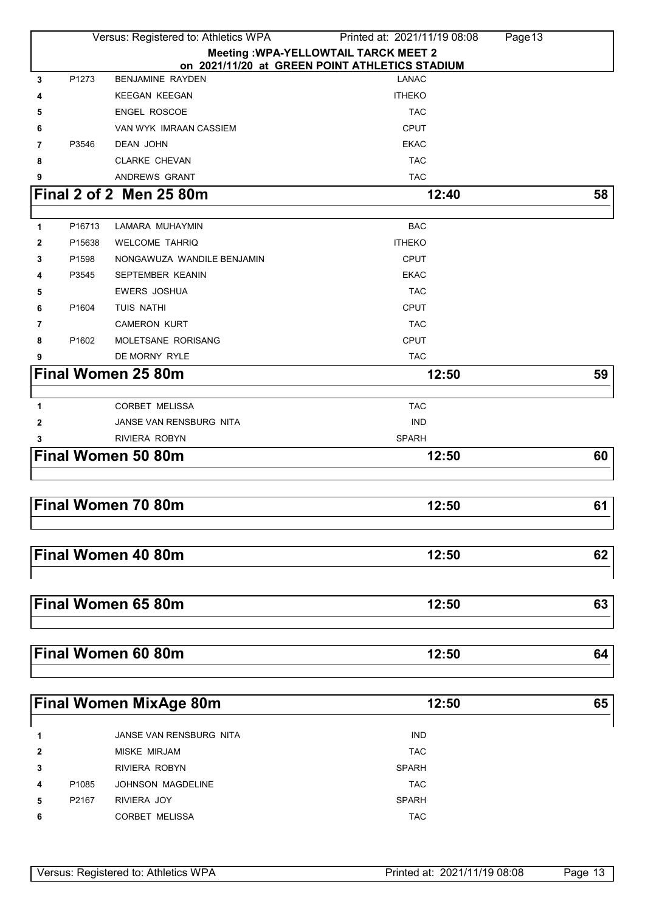**Meeting :WPA-YELLOWTAIL TARCK MEET 2**
**on 2021/11/20 at GREEN POINT ATHLETICS STADIUM**

| | | | |
|---|---|---|---|
| 3 | P1273 | BENJAMINE RAYDEN | LANAC |
| 4 | | KEEGAN KEEGAN | ITHEKO |
| 5 | | ENGEL ROSCOE | TAC |
| 6 | | VAN WYK IMRAAN CASSIEM | CPUT |
| 7 | P3546 | DEAN JOHN | EKAC |
| 8 | | CLARKE CHEVAN | TAC |
| 9 | | ANDREWS GRANT | TAC |

## Final 2 of 2 Men 25 80m — 12:40 — 58

| | | | |
|---|---|---|---|
| 1 | P16713 | LAMARA MUHAYMIN | BAC |
| 2 | P15638 | WELCOME TAHRIQ | ITHEKO |
| 3 | P1598 | NONGAWUZA WANDILE BENJAMIN | CPUT |
| 4 | P3545 | SEPTEMBER KEANIN | EKAC |
| 5 | | EWERS JOSHUA | TAC |
| 6 | P1604 | TUIS NATHI | CPUT |
| 7 | | CAMERON KURT | TAC |
| 8 | P1602 | MOLETSANE RORISANG | CPUT |
| 9 | | DE MORNY RYLE | TAC |

## Final Women 25 80m — 12:50 — 59

| | | | |
|---|---|---|---|
| 1 | | CORBET MELISSA | TAC |
| 2 | | JANSE VAN RENSBURG NITA | IND |
| 3 | | RIVIERA ROBYN | SPARH |

## Final Women 50 80m — 12:50 — 60

## Final Women 70 80m — 12:50 — 61

## Final Women 40 80m — 12:50 — 62

## Final Women 65 80m — 12:50 — 63

## Final Women 60 80m — 12:50 — 64

## Final Women MixAge 80m — 12:50 — 65

| | | | |
|---|---|---|---|
| 1 | | JANSE VAN RENSBURG NITA | IND |
| 2 | | MISKE MIRJAM | TAC |
| 3 | | RIVIERA ROBYN | SPARH |
| 4 | P1085 | JOHNSON MAGDELINE | TAC |
| 5 | P2167 | RIVIERA JOY | SPARH |
| 6 | | CORBET MELISSA | TAC |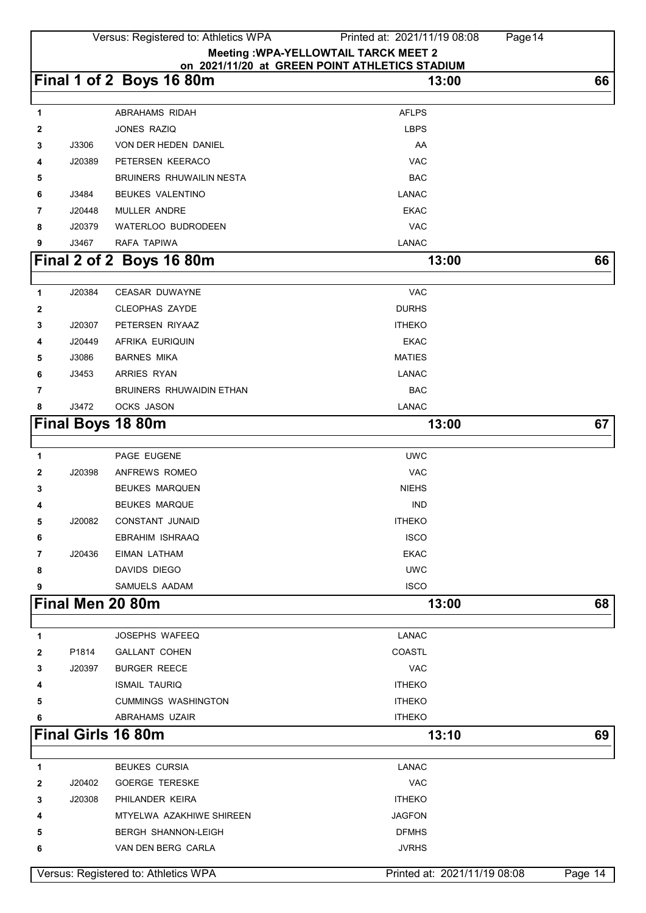Meeting :WPA-YELLOWTAIL TARCK MEET 2
on 2021/11/20 at GREEN POINT ATHLETICS STADIUM

## Final 1 of 2 Boys 16 80m — 13:00 — 66

| | | | |
|---|---|---|---|
| 1 | | ABRAHAMS RIDAH | AFLPS |
| 2 | | JONES RAZIQ | LBPS |
| 3 | J3306 | VON DER HEDEN DANIEL | AA |
| 4 | J20389 | PETERSEN KEERACO | VAC |
| 5 | | BRUINERS RHUWAILIN NESTA | BAC |
| 6 | J3484 | BEUKES VALENTINO | LANAC |
| 7 | J20448 | MULLER ANDRE | EKAC |
| 8 | J20379 | WATERLOO BUDRODEEN | VAC |
| 9 | J3467 | RAFA TAPIWA | LANAC |

## Final 2 of 2 Boys 16 80m — 13:00 — 66

| | | | |
|---|---|---|---|
| 1 | J20384 | CEASAR DUWAYNE | VAC |
| 2 | | CLEOPHAS ZAYDE | DURHS |
| 3 | J20307 | PETERSEN RIYAAZ | ITHEKO |
| 4 | J20449 | AFRIKA EURIQUIN | EKAC |
| 5 | J3086 | BARNES MIKA | MATIES |
| 6 | J3453 | ARRIES RYAN | LANAC |
| 7 | | BRUINERS RHUWAIDIN ETHAN | BAC |
| 8 | J3472 | OCKS JASON | LANAC |

## Final Boys 18 80m — 13:00 — 67

| | | | |
|---|---|---|---|
| 1 | | PAGE EUGENE | UWC |
| 2 | J20398 | ANFREWS ROMEO | VAC |
| 3 | | BEUKES MARQUEN | NIEHS |
| 4 | | BEUKES MARQUE | IND |
| 5 | J20082 | CONSTANT JUNAID | ITHEKO |
| 6 | | EBRAHIM ISHRAAQ | ISCO |
| 7 | J20436 | EIMAN LATHAM | EKAC |
| 8 | | DAVIDS DIEGO | UWC |
| 9 | | SAMUELS AADAM | ISCO |

## Final Men 20 80m — 13:00 — 68

| | | | |
|---|---|---|---|
| 1 | | JOSEPHS WAFEEQ | LANAC |
| 2 | P1814 | GALLANT COHEN | COASTL |
| 3 | J20397 | BURGER REECE | VAC |
| 4 | | ISMAIL TAURIQ | ITHEKO |
| 5 | | CUMMINGS WASHINGTON | ITHEKO |
| 6 | | ABRAHAMS UZAIR | ITHEKO |

## Final Girls 16 80m — 13:10 — 69

| | | | |
|---|---|---|---|
| 1 | | BEUKES CURSIA | LANAC |
| 2 | J20402 | GOERGE TERESKE | VAC |
| 3 | J20308 | PHILANDER KEIRA | ITHEKO |
| 4 | | MTYELWA AZAKHIWE SHIREEN | JAGFON |
| 5 | | BERGH SHANNON-LEIGH | DFMHS |
| 6 | | VAN DEN BERG CARLA | JVRHS |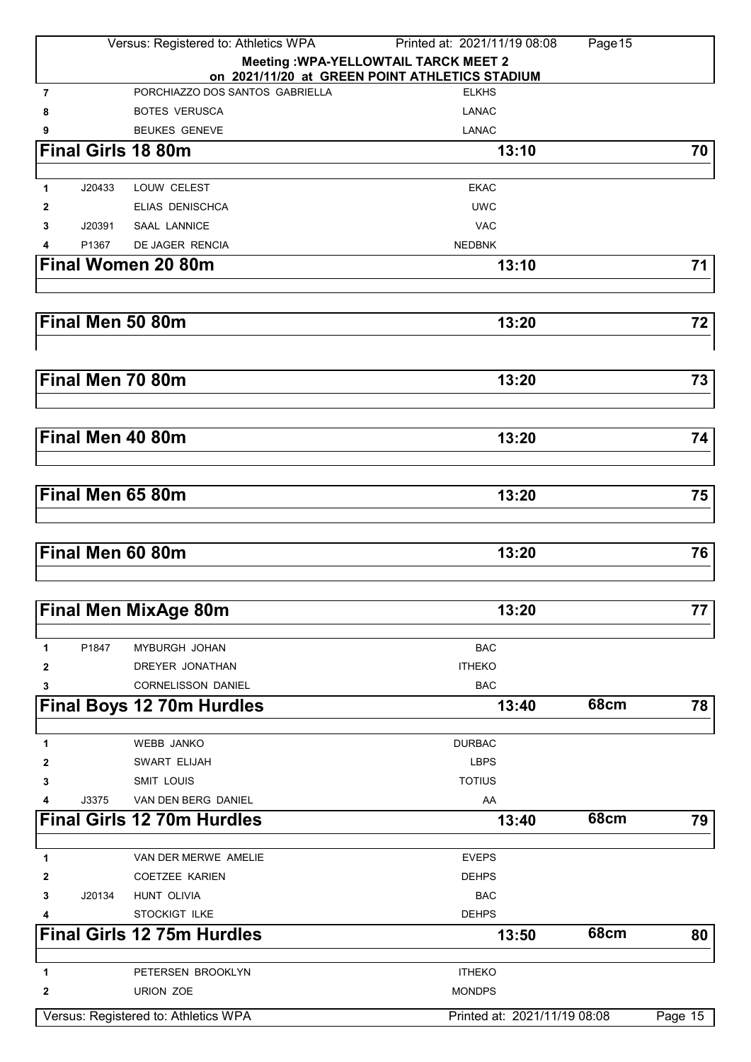**Meeting :WPA-YELLOWTAIL TARCK MEET 2**
**on 2021/11/20 at GREEN POINT ATHLETICS STADIUM**

| | | | |
|---|---|---|---|
| 7 | | PORCHIAZZO DOS SANTOS GABRIELLA | ELKHS |
| 8 | | BOTES VERUSCA | LANAC |
| 9 | | BEUKES GENEVE | LANAC |

## Final Girls 18 80m — 13:10 — 70

| | | | |
|---|---|---|---|
| 1 | J20433 | LOUW CELEST | EKAC |
| 2 | | ELIAS DENISCHCA | UWC |
| 3 | J20391 | SAAL LANNICE | VAC |
| 4 | P1367 | DE JAGER RENCIA | NEDBNK |

## Final Women 20 80m — 13:10 — 71

## Final Men 50 80m — 13:20 — 72

## Final Men 70 80m — 13:20 — 73

## Final Men 40 80m — 13:20 — 74

## Final Men 65 80m — 13:20 — 75

## Final Men 60 80m — 13:20 — 76

## Final Men MixAge 80m — 13:20 — 77

| | | | |
|---|---|---|---|
| 1 | P1847 | MYBURGH JOHAN | BAC |
| 2 | | DREYER JONATHAN | ITHEKO |
| 3 | | CORNELISSON DANIEL | BAC |

## Final Boys 12 70m Hurdles — 13:40 — 68cm — 78

| | | | |
|---|---|---|---|
| 1 | | WEBB JANKO | DURBAC |
| 2 | | SWART ELIJAH | LBPS |
| 3 | | SMIT LOUIS | TOTIUS |
| 4 | J3375 | VAN DEN BERG DANIEL | AA |

## Final Girls 12 70m Hurdles — 13:40 — 68cm — 79

| | | | |
|---|---|---|---|
| 1 | | VAN DER MERWE AMELIE | EVEPS |
| 2 | | COETZEE KARIEN | DEHPS |
| 3 | J20134 | HUNT OLIVIA | BAC |
| 4 | | STOCKIGT ILKE | DEHPS |

## Final Girls 12 75m Hurdles — 13:50 — 68cm — 80

| | | | |
|---|---|---|---|
| 1 | | PETERSEN BROOKLYN | ITHEKO |
| 2 | | URION ZOE | MONDPS |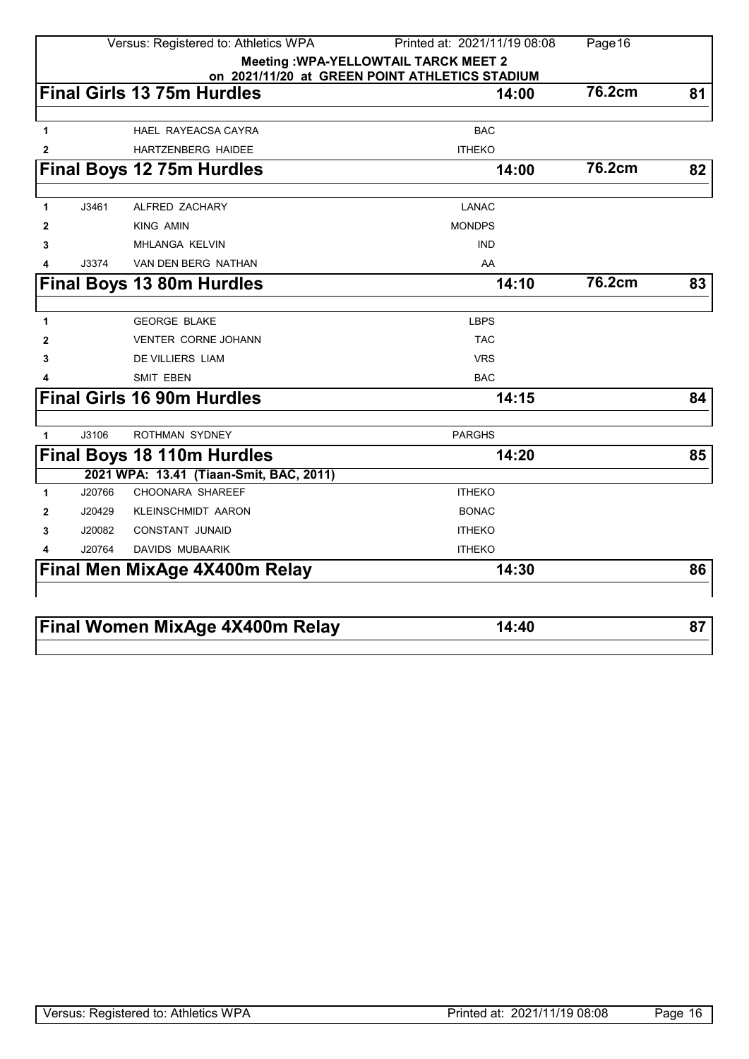**Meeting :WPA-YELLOWTAIL TARCK MEET 2**
**on 2021/11/20 at GREEN POINT ATHLETICS STADIUM**

## Final Girls 13 75m Hurdles — 14:00 — 76.2cm — 81

| | | | |
|---|---|---|---|
| 1 | | HAEL RAYEACSA CAYRA | BAC |
| 2 | | HARTZENBERG HAIDEE | ITHEKO |

## Final Boys 12 75m Hurdles — 14:00 — 76.2cm — 82

| | | | |
|---|---|---|---|
| 1 | J3461 | ALFRED ZACHARY | LANAC |
| 2 | | KING AMIN | MONDPS |
| 3 | | MHLANGA KELVIN | IND |
| 4 | J3374 | VAN DEN BERG NATHAN | AA |

## Final Boys 13 80m Hurdles — 14:10 — 76.2cm — 83

| | | | |
|---|---|---|---|
| 1 | | GEORGE BLAKE | LBPS |
| 2 | | VENTER CORNE JOHANN | TAC |
| 3 | | DE VILLIERS LIAM | VRS |
| 4 | | SMIT EBEN | BAC |

## Final Girls 16 90m Hurdles — 14:15 — 84

| | | | |
|---|---|---|---|
| 1 | J3106 | ROTHMAN SYDNEY | PARGHS |

## Final Boys 18 110m Hurdles — 14:20 — 85

**2021 WPA: 13.41 (Tiaan-Smit, BAC, 2011)**

| | | | |
|---|---|---|---|
| 1 | J20766 | CHOONARA SHAREEF | ITHEKO |
| 2 | J20429 | KLEINSCHMIDT AARON | BONAC |
| 3 | J20082 | CONSTANT JUNAID | ITHEKO |
| 4 | J20764 | DAVIDS MUBAARIK | ITHEKO |

## Final Men MixAge 4X400m Relay — 14:30 — 86

## Final Women MixAge 4X400m Relay — 14:40 — 87